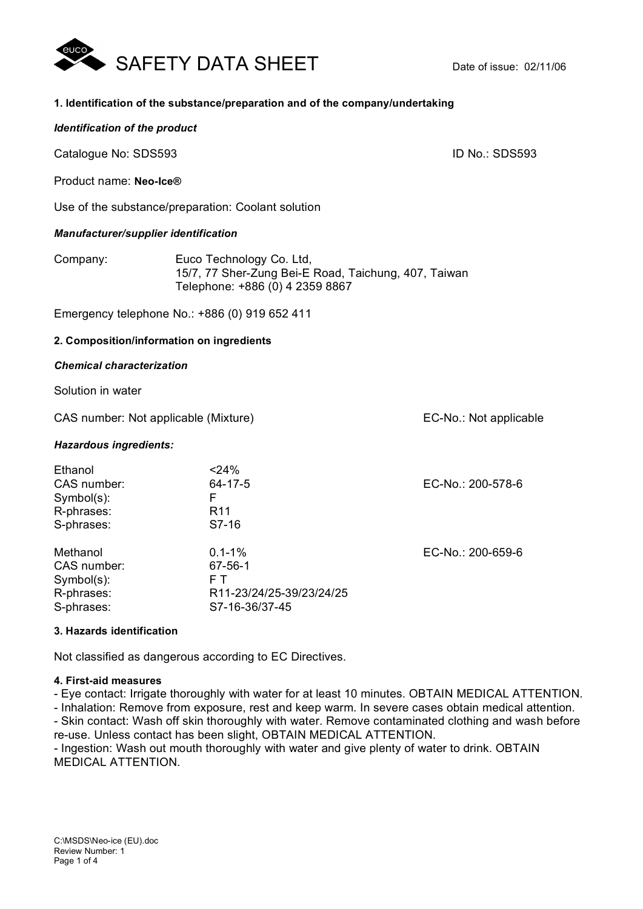# SAFETY DATA SHEET

Date of issue: 02/11/06

## 1. Identification of the substance/preparation and of the company/undertaking

***Identification of the product***

Catalogue No: SDS593 ID No.: SDS593

Product name: **Neo-Ice®**

Use of the substance/preparation: Coolant solution

***Manufacturer/supplier identification***

Company: Euco Technology Co. Ltd,
15/7, 77 Sher-Zung Bei-E Road, Taichung, 407, Taiwan
Telephone: +886 (0) 4 2359 8867

Emergency telephone No.: +886 (0) 919 652 411

## 2. Composition/information on ingredients

***Chemical characterization***

Solution in water

CAS number: Not applicable (Mixture) EC-No.: Not applicable

***Hazardous ingredients:***

| | | |
|---|---|---|
| Ethanol | <24% | EC-No.: 200-578-6 |
| CAS number: | 64-17-5 | |
| Symbol(s): | F | |
| R-phrases: | R11 | |
| S-phrases: | S7-16 | |
| Methanol | 0.1-1% | EC-No.: 200-659-6 |
| CAS number: | 67-56-1 | |
| Symbol(s): | F T | |
| R-phrases: | R11-23/24/25-39/23/24/25 | |
| S-phrases: | S7-16-36/37-45 | |

## 3. Hazards identification

Not classified as dangerous according to EC Directives.

## 4. First-aid measures

- Eye contact: Irrigate thoroughly with water for at least 10 minutes. OBTAIN MEDICAL ATTENTION.
- Inhalation: Remove from exposure, rest and keep warm. In severe cases obtain medical attention.
- Skin contact: Wash off skin thoroughly with water. Remove contaminated clothing and wash before re-use. Unless contact has been slight, OBTAIN MEDICAL ATTENTION.
- Ingestion: Wash out mouth thoroughly with water and give plenty of water to drink. OBTAIN MEDICAL ATTENTION.

C:\MSDS\Neo-ice (EU).doc
Review Number: 1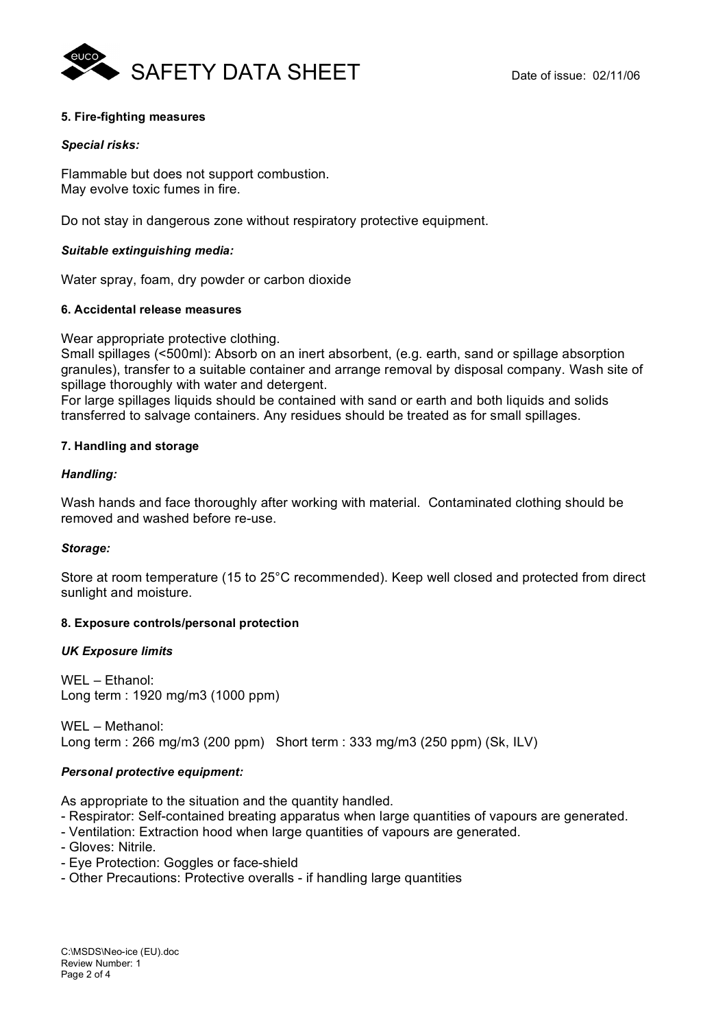#### 5. Fire-fighting measures

*Special risks:*

Flammable but does not support combustion.
May evolve toxic fumes in fire.

Do not stay in dangerous zone without respiratory protective equipment.

*Suitable extinguishing media:*

Water spray, foam, dry powder or carbon dioxide

#### 6. Accidental release measures

Wear appropriate protective clothing.
Small spillages (<500ml): Absorb on an inert absorbent, (e.g. earth, sand or spillage absorption granules), transfer to a suitable container and arrange removal by disposal company. Wash site of spillage thoroughly with water and detergent.
For large spillages liquids should be contained with sand or earth and both liquids and solids transferred to salvage containers. Any residues should be treated as for small spillages.

#### 7. Handling and storage

*Handling:*

Wash hands and face thoroughly after working with material. Contaminated clothing should be removed and washed before re-use.

*Storage:*

Store at room temperature (15 to 25°C recommended). Keep well closed and protected from direct sunlight and moisture.

#### 8. Exposure controls/personal protection

*UK Exposure limits*

WEL – Ethanol:
Long term : 1920 mg/m3 (1000 ppm)

WEL – Methanol:
Long term : 266 mg/m3 (200 ppm) Short term : 333 mg/m3 (250 ppm) (Sk, ILV)

*Personal protective equipment:*

As appropriate to the situation and the quantity handled.
- Respirator: Self-contained breating apparatus when large quantities of vapours are generated.
- Ventilation: Extraction hood when large quantities of vapours are generated.
- Gloves: Nitrile.
- Eye Protection: Goggles or face-shield
- Other Precautions: Protective overalls - if handling large quantities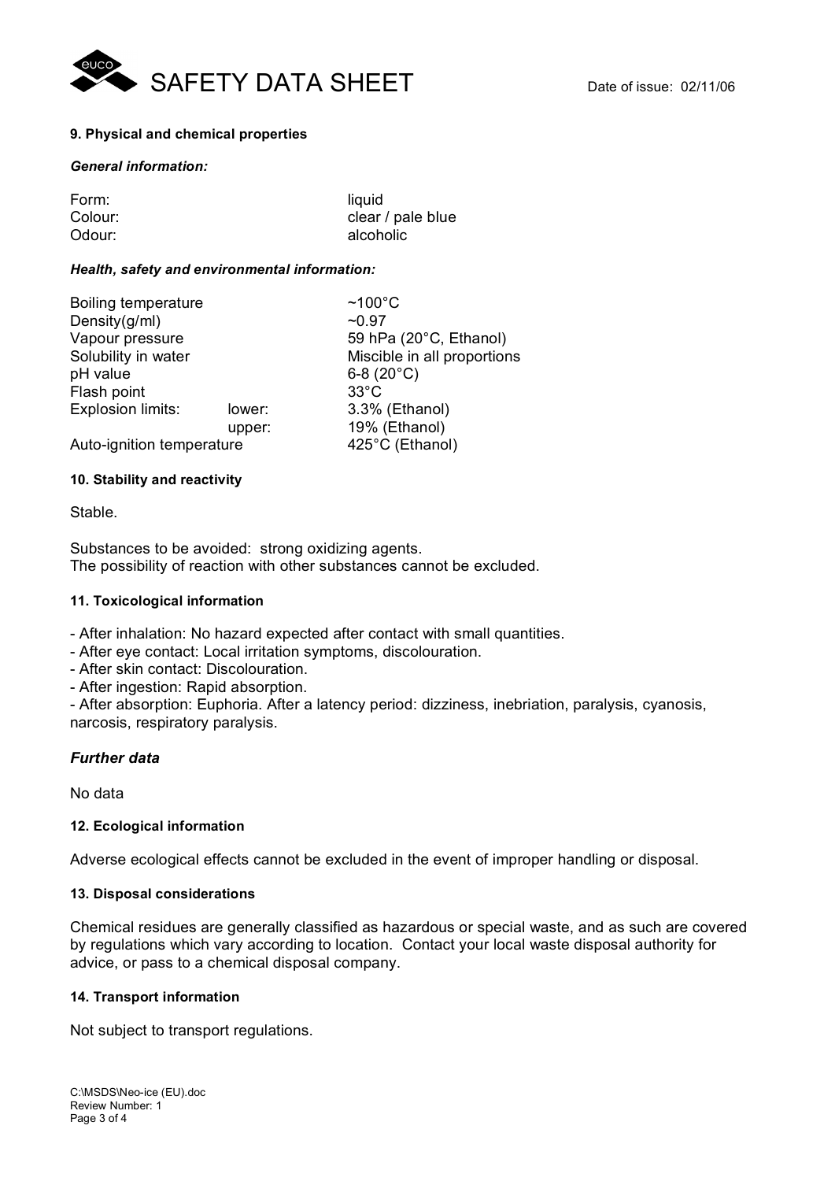### 9. Physical and chemical properties

***General information:***

| | |
|---|---|
| Form: | liquid |
| Colour: | clear / pale blue |
| Odour: | alcoholic |

***Health, safety and environmental information:***

| | | |
|---|---|---|
| Boiling temperature | | ~100°C |
| Density(g/ml) | | ~0.97 |
| Vapour pressure | | 59 hPa (20°C, Ethanol) |
| Solubility in water | | Miscible in all proportions |
| pH value | | 6-8 (20°C) |
| Flash point | | 33°C |
| Explosion limits: | lower: | 3.3% (Ethanol) |
| | upper: | 19% (Ethanol) |
| Auto-ignition temperature | | 425°C (Ethanol) |

### 10. Stability and reactivity

Stable.

Substances to be avoided: strong oxidizing agents.
The possibility of reaction with other substances cannot be excluded.

### 11. Toxicological information

- After inhalation: No hazard expected after contact with small quantities.
- After eye contact: Local irritation symptoms, discolouration.
- After skin contact: Discolouration.
- After ingestion: Rapid absorption.
- After absorption: Euphoria. After a latency period: dizziness, inebriation, paralysis, cyanosis, narcosis, respiratory paralysis.

## *Further data*

No data

### 12. Ecological information

Adverse ecological effects cannot be excluded in the event of improper handling or disposal.

### 13. Disposal considerations

Chemical residues are generally classified as hazardous or special waste, and as such are covered by regulations which vary according to location. Contact your local waste disposal authority for advice, or pass to a chemical disposal company.

### 14. Transport information

Not subject to transport regulations.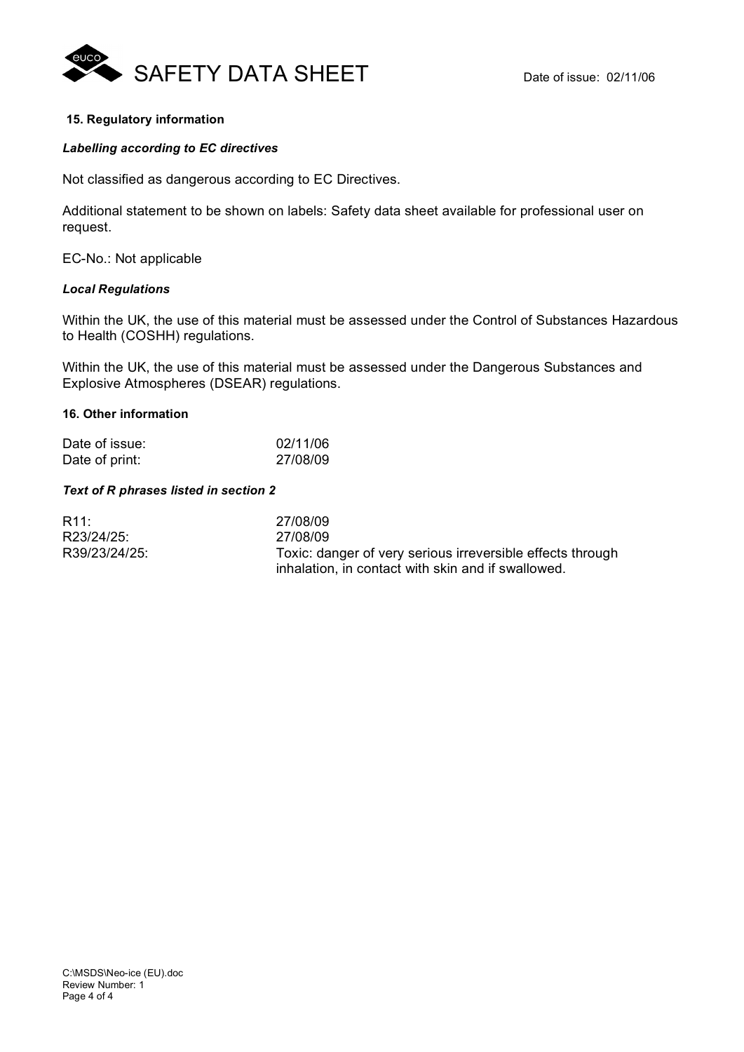## 15. Regulatory information

### *Labelling according to EC directives*

Not classified as dangerous according to EC Directives.

Additional statement to be shown on labels: Safety data sheet available for professional user on request.

EC-No.: Not applicable

### *Local Regulations*

Within the UK, the use of this material must be assessed under the Control of Substances Hazardous to Health (COSHH) regulations.

Within the UK, the use of this material must be assessed under the Dangerous Substances and Explosive Atmospheres (DSEAR) regulations.

## 16. Other information

| | |
|---|---|
| Date of issue: | 02/11/06 |
| Date of print: | 27/08/09 |

### *Text of R phrases listed in section 2*

| | |
|---|---|
| R11: | 27/08/09 |
| R23/24/25: | 27/08/09 |
| R39/23/24/25: | Toxic: danger of very serious irreversible effects through inhalation, in contact with skin and if swallowed. |

C:\MSDS\Neo-ice (EU).doc
Review Number: 1